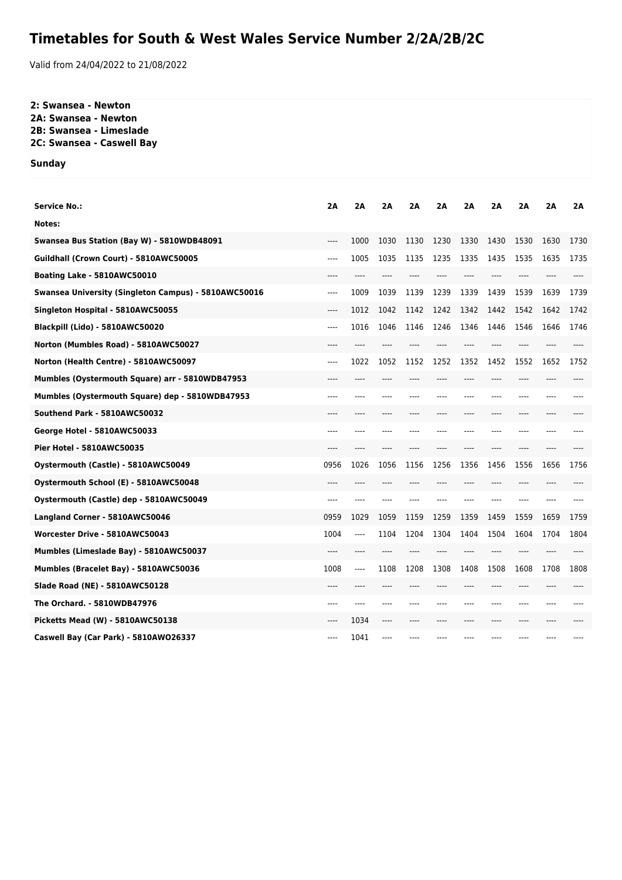# Timetables for South & West Wales Service Number 2/2A/2B/2C

Valid from 24/04/2022 to 21/08/2022

**2: Swansea - Newton**
**2A: Swansea - Newton**
**2B: Swansea - Limeslade**
**2C: Swansea - Caswell Bay**

**Sunday**

| Service No.: | 2A | 2A | 2A | 2A | 2A | 2A | 2A | 2A | 2A | 2A |
|---|---|---|---|---|---|---|---|---|---|---|
| Notes: | | | | | | | | | | |
| Swansea Bus Station (Bay W) - 5810WDB48091 | ---- | 1000 | 1030 | 1130 | 1230 | 1330 | 1430 | 1530 | 1630 | 1730 |
| Guildhall (Crown Court) - 5810AWC50005 | ---- | 1005 | 1035 | 1135 | 1235 | 1335 | 1435 | 1535 | 1635 | 1735 |
| Boating Lake - 5810AWC50010 | ---- | ---- | ---- | ---- | ---- | ---- | ---- | ---- | ---- | ---- |
| Swansea University (Singleton Campus) - 5810AWC50016 | ---- | 1009 | 1039 | 1139 | 1239 | 1339 | 1439 | 1539 | 1639 | 1739 |
| Singleton Hospital - 5810AWC50055 | ---- | 1012 | 1042 | 1142 | 1242 | 1342 | 1442 | 1542 | 1642 | 1742 |
| Blackpill (Lido) - 5810AWC50020 | ---- | 1016 | 1046 | 1146 | 1246 | 1346 | 1446 | 1546 | 1646 | 1746 |
| Norton (Mumbles Road) - 5810AWC50027 | ---- | ---- | ---- | ---- | ---- | ---- | ---- | ---- | ---- | ---- |
| Norton (Health Centre) - 5810AWC50097 | ---- | 1022 | 1052 | 1152 | 1252 | 1352 | 1452 | 1552 | 1652 | 1752 |
| Mumbles (Oystermouth Square) arr - 5810WDB47953 | ---- | ---- | ---- | ---- | ---- | ---- | ---- | ---- | ---- | ---- |
| Mumbles (Oystermouth Square) dep - 5810WDB47953 | ---- | ---- | ---- | ---- | ---- | ---- | ---- | ---- | ---- | ---- |
| Southend Park - 5810AWC50032 | ---- | ---- | ---- | ---- | ---- | ---- | ---- | ---- | ---- | ---- |
| George Hotel - 5810AWC50033 | ---- | ---- | ---- | ---- | ---- | ---- | ---- | ---- | ---- | ---- |
| Pier Hotel - 5810AWC50035 | ---- | ---- | ---- | ---- | ---- | ---- | ---- | ---- | ---- | ---- |
| Oystermouth (Castle) - 5810AWC50049 | 0956 | 1026 | 1056 | 1156 | 1256 | 1356 | 1456 | 1556 | 1656 | 1756 |
| Oystermouth School (E) - 5810AWC50048 | ---- | ---- | ---- | ---- | ---- | ---- | ---- | ---- | ---- | ---- |
| Oystermouth (Castle) dep - 5810AWC50049 | ---- | ---- | ---- | ---- | ---- | ---- | ---- | ---- | ---- | ---- |
| Langland Corner - 5810AWC50046 | 0959 | 1029 | 1059 | 1159 | 1259 | 1359 | 1459 | 1559 | 1659 | 1759 |
| Worcester Drive - 5810AWC50043 | 1004 | ---- | 1104 | 1204 | 1304 | 1404 | 1504 | 1604 | 1704 | 1804 |
| Mumbles (Limeslade Bay) - 5810AWC50037 | ---- | ---- | ---- | ---- | ---- | ---- | ---- | ---- | ---- | ---- |
| Mumbles (Bracelet Bay) - 5810AWC50036 | 1008 | ---- | 1108 | 1208 | 1308 | 1408 | 1508 | 1608 | 1708 | 1808 |
| Slade Road (NE) - 5810AWC50128 | ---- | ---- | ---- | ---- | ---- | ---- | ---- | ---- | ---- | ---- |
| The Orchard. - 5810WDB47976 | ---- | ---- | ---- | ---- | ---- | ---- | ---- | ---- | ---- | ---- |
| Picketts Mead (W) - 5810AWC50138 | ---- | 1034 | ---- | ---- | ---- | ---- | ---- | ---- | ---- | ---- |
| Caswell Bay (Car Park) - 5810AWO26337 | ---- | 1041 | ---- | ---- | ---- | ---- | ---- | ---- | ---- | ---- |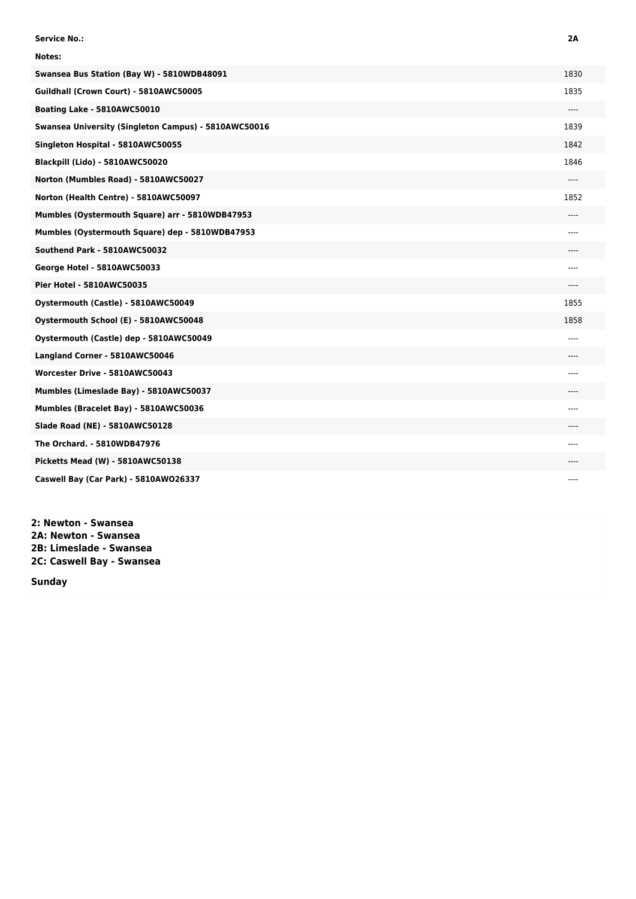| Service No.: | 2A |
|---|---|
| Notes: | |
| Swansea Bus Station (Bay W) - 5810WDB48091 | 1830 |
| Guildhall (Crown Court) - 5810AWC50005 | 1835 |
| Boating Lake - 5810AWC50010 | ---- |
| Swansea University (Singleton Campus) - 5810AWC50016 | 1839 |
| Singleton Hospital - 5810AWC50055 | 1842 |
| Blackpill (Lido) - 5810AWC50020 | 1846 |
| Norton (Mumbles Road) - 5810AWC50027 | ---- |
| Norton (Health Centre) - 5810AWC50097 | 1852 |
| Mumbles (Oystermouth Square) arr - 5810WDB47953 | ---- |
| Mumbles (Oystermouth Square) dep - 5810WDB47953 | ---- |
| Southend Park - 5810AWC50032 | ---- |
| George Hotel - 5810AWC50033 | ---- |
| Pier Hotel - 5810AWC50035 | ---- |
| Oystermouth (Castle) - 5810AWC50049 | 1855 |
| Oystermouth School (E) - 5810AWC50048 | 1858 |
| Oystermouth (Castle) dep - 5810AWC50049 | ---- |
| Langland Corner - 5810AWC50046 | ---- |
| Worcester Drive - 5810AWC50043 | ---- |
| Mumbles (Limeslade Bay) - 5810AWC50037 | ---- |
| Mumbles (Bracelet Bay) - 5810AWC50036 | ---- |
| Slade Road (NE) - 5810AWC50128 | ---- |
| The Orchard. - 5810WDB47976 | ---- |
| Picketts Mead (W) - 5810AWC50138 | ---- |
| Caswell Bay (Car Park) - 5810AWO26337 | ---- |

**2: Newton - Swansea**
**2A: Newton - Swansea**
**2B: Limeslade - Swansea**
**2C: Caswell Bay - Swansea**

**Sunday**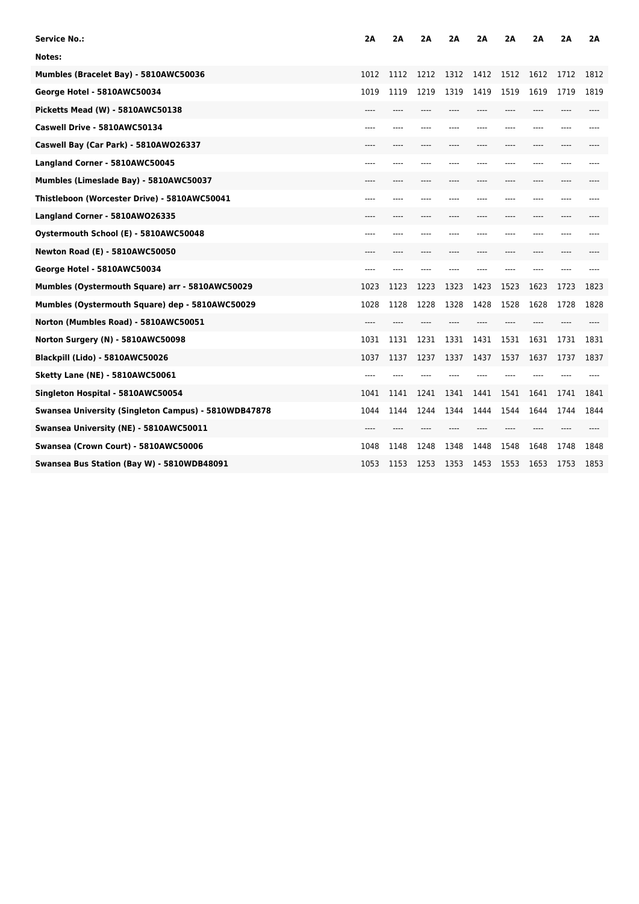| Service No.: | 2A | 2A | 2A | 2A | 2A | 2A | 2A | 2A | 2A |
|---|---|---|---|---|---|---|---|---|---|
| Notes: | | | | | | | | | |
| Mumbles (Bracelet Bay) - 5810AWC50036 | 1012 | 1112 | 1212 | 1312 | 1412 | 1512 | 1612 | 1712 | 1812 |
| George Hotel - 5810AWC50034 | 1019 | 1119 | 1219 | 1319 | 1419 | 1519 | 1619 | 1719 | 1819 |
| Picketts Mead (W) - 5810AWC50138 | ---- | ---- | ---- | ---- | ---- | ---- | ---- | ---- | ---- |
| Caswell Drive - 5810AWC50134 | ---- | ---- | ---- | ---- | ---- | ---- | ---- | ---- | ---- |
| Caswell Bay (Car Park) - 5810AWO26337 | ---- | ---- | ---- | ---- | ---- | ---- | ---- | ---- | ---- |
| Langland Corner - 5810AWC50045 | ---- | ---- | ---- | ---- | ---- | ---- | ---- | ---- | ---- |
| Mumbles (Limeslade Bay) - 5810AWC50037 | ---- | ---- | ---- | ---- | ---- | ---- | ---- | ---- | ---- |
| Thistleboon (Worcester Drive) - 5810AWC50041 | ---- | ---- | ---- | ---- | ---- | ---- | ---- | ---- | ---- |
| Langland Corner - 5810AWO26335 | ---- | ---- | ---- | ---- | ---- | ---- | ---- | ---- | ---- |
| Oystermouth School (E) - 5810AWC50048 | ---- | ---- | ---- | ---- | ---- | ---- | ---- | ---- | ---- |
| Newton Road (E) - 5810AWC50050 | ---- | ---- | ---- | ---- | ---- | ---- | ---- | ---- | ---- |
| George Hotel - 5810AWC50034 | ---- | ---- | ---- | ---- | ---- | ---- | ---- | ---- | ---- |
| Mumbles (Oystermouth Square) arr - 5810AWC50029 | 1023 | 1123 | 1223 | 1323 | 1423 | 1523 | 1623 | 1723 | 1823 |
| Mumbles (Oystermouth Square) dep - 5810AWC50029 | 1028 | 1128 | 1228 | 1328 | 1428 | 1528 | 1628 | 1728 | 1828 |
| Norton (Mumbles Road) - 5810AWC50051 | ---- | ---- | ---- | ---- | ---- | ---- | ---- | ---- | ---- |
| Norton Surgery (N) - 5810AWC50098 | 1031 | 1131 | 1231 | 1331 | 1431 | 1531 | 1631 | 1731 | 1831 |
| Blackpill (Lido) - 5810AWC50026 | 1037 | 1137 | 1237 | 1337 | 1437 | 1537 | 1637 | 1737 | 1837 |
| Sketty Lane (NE) - 5810AWC50061 | ---- | ---- | ---- | ---- | ---- | ---- | ---- | ---- | ---- |
| Singleton Hospital - 5810AWC50054 | 1041 | 1141 | 1241 | 1341 | 1441 | 1541 | 1641 | 1741 | 1841 |
| Swansea University (Singleton Campus) - 5810WDB47878 | 1044 | 1144 | 1244 | 1344 | 1444 | 1544 | 1644 | 1744 | 1844 |
| Swansea University (NE) - 5810AWC50011 | ---- | ---- | ---- | ---- | ---- | ---- | ---- | ---- | ---- |
| Swansea (Crown Court) - 5810AWC50006 | 1048 | 1148 | 1248 | 1348 | 1448 | 1548 | 1648 | 1748 | 1848 |
| Swansea Bus Station (Bay W) - 5810WDB48091 | 1053 | 1153 | 1253 | 1353 | 1453 | 1553 | 1653 | 1753 | 1853 |